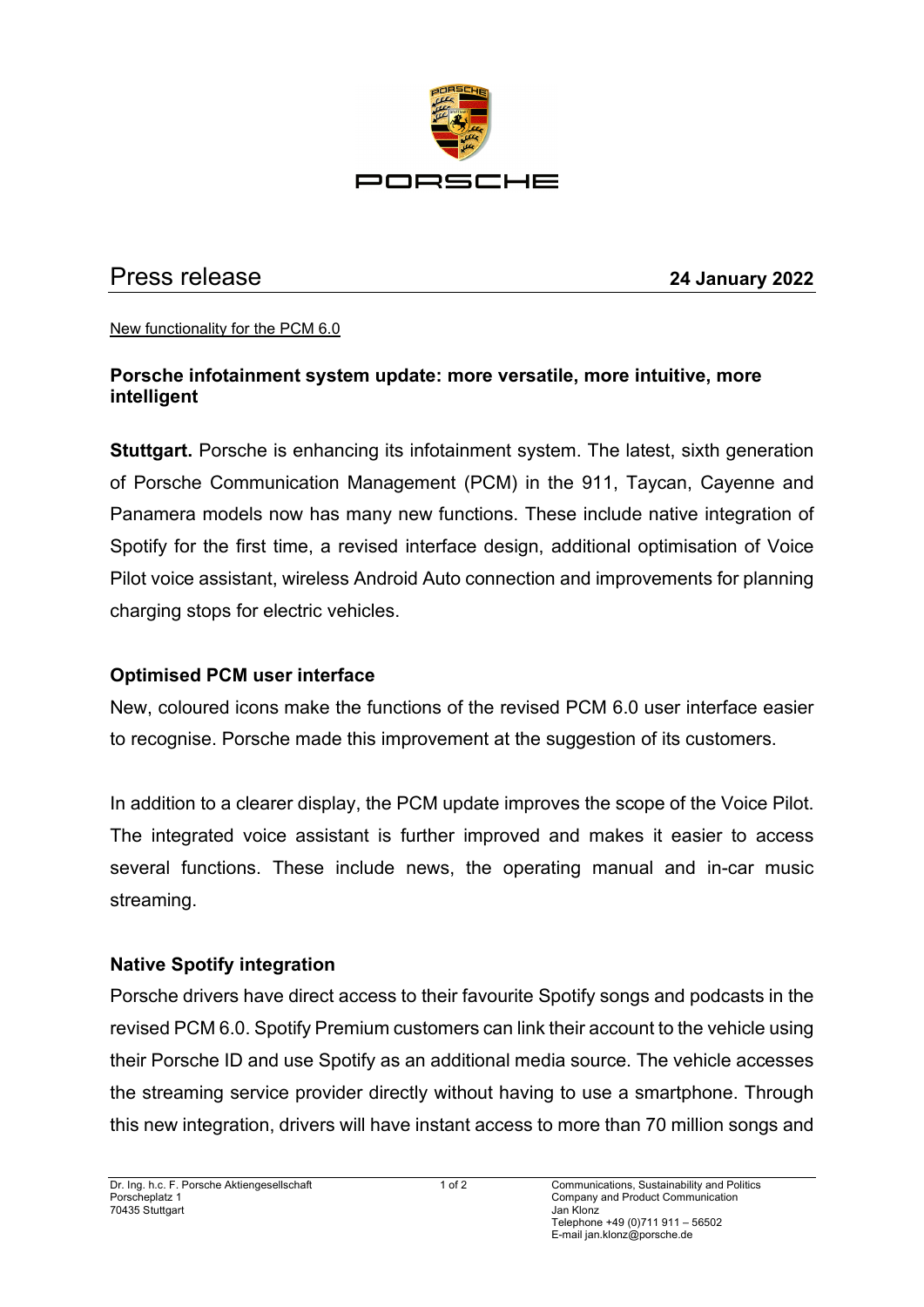# Press release

**24 January 2022**

New functionality for the PCM 6.0

## Porsche infotainment system update: more versatile, more intuitive, more intelligent

**Stuttgart.** Porsche is enhancing its infotainment system. The latest, sixth generation of Porsche Communication Management (PCM) in the 911, Taycan, Cayenne and Panamera models now has many new functions. These include native integration of Spotify for the first time, a revised interface design, additional optimisation of Voice Pilot voice assistant, wireless Android Auto connection and improvements for planning charging stops for electric vehicles.

### Optimised PCM user interface

New, coloured icons make the functions of the revised PCM 6.0 user interface easier to recognise. Porsche made this improvement at the suggestion of its customers.

In addition to a clearer display, the PCM update improves the scope of the Voice Pilot. The integrated voice assistant is further improved and makes it easier to access several functions. These include news, the operating manual and in-car music streaming.

### Native Spotify integration

Porsche drivers have direct access to their favourite Spotify songs and podcasts in the revised PCM 6.0. Spotify Premium customers can link their account to the vehicle using their Porsche ID and use Spotify as an additional media source. The vehicle accesses the streaming service provider directly without having to use a smartphone. Through this new integration, drivers will have instant access to more than 70 million songs and

Dr. Ing. h.c. F. Porsche Aktiengesellschaft
Porscheplatz 1
70435 Stuttgart

Communications, Sustainability and Politics
Company and Product Communication
Jan Klonz
Telephone +49 (0)711 911 – 56502
E-mail jan.klonz@porsche.de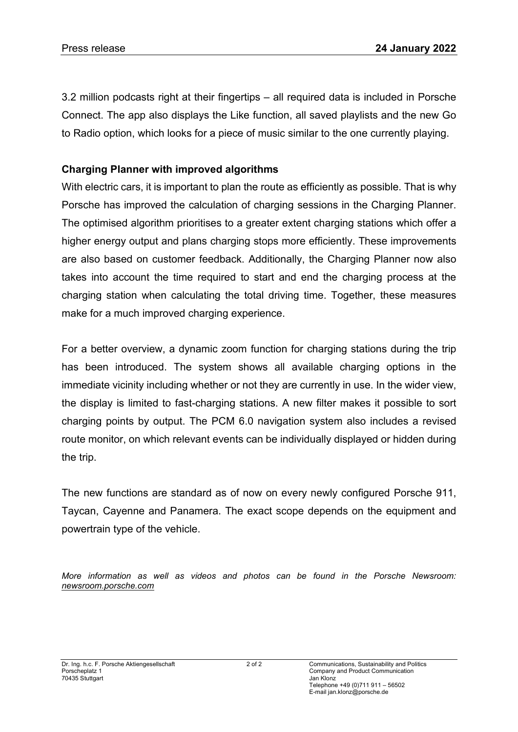3.2 million podcasts right at their fingertips – all required data is included in Porsche Connect. The app also displays the Like function, all saved playlists and the new Go to Radio option, which looks for a piece of music similar to the one currently playing.

**Charging Planner with improved algorithms**

With electric cars, it is important to plan the route as efficiently as possible. That is why Porsche has improved the calculation of charging sessions in the Charging Planner. The optimised algorithm prioritises to a greater extent charging stations which offer a higher energy output and plans charging stops more efficiently. These improvements are also based on customer feedback. Additionally, the Charging Planner now also takes into account the time required to start and end the charging process at the charging station when calculating the total driving time. Together, these measures make for a much improved charging experience.

For a better overview, a dynamic zoom function for charging stations during the trip has been introduced. The system shows all available charging options in the immediate vicinity including whether or not they are currently in use. In the wider view, the display is limited to fast-charging stations. A new filter makes it possible to sort charging points by output. The PCM 6.0 navigation system also includes a revised route monitor, on which relevant events can be individually displayed or hidden during the trip.

The new functions are standard as of now on every newly configured Porsche 911, Taycan, Cayenne and Panamera. The exact scope depends on the equipment and powertrain type of the vehicle.

*More information as well as videos and photos can be found in the Porsche Newsroom: newsroom.porsche.com*

Dr. Ing. h.c. F. Porsche Aktiengesellschaft
Porscheplatz 1
70435 Stuttgart

Communications, Sustainability and Politics
Company and Product Communication
Jan Klonz
Telephone +49 (0)711 911 – 56502
E-mail jan.klonz@porsche.de